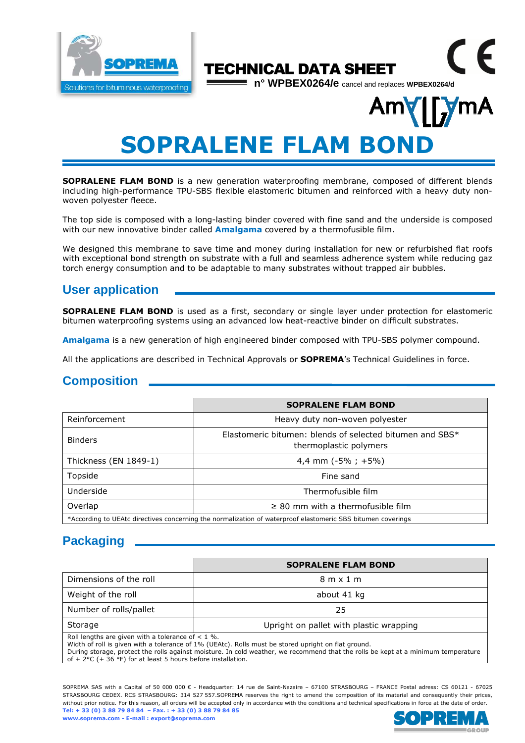TECHNICAL DATA SHEET

n° WPBEX0264/e cancel and replaces **WPBEX0264/d**

# SOPRALENE FLAM BOND

**SOPRALENE FLAM BOND** is a new generation waterproofing membrane, composed of different blends including high-performance TPU-SBS flexible elastomeric bitumen and reinforced with a heavy duty non-woven polyester fleece.

The top side is composed with a long-lasting binder covered with fine sand and the underside is composed with our new innovative binder called **Amalgama** covered by a thermofusible film.

We designed this membrane to save time and money during installation for new or refurbished flat roofs with exceptional bond strength on substrate with a full and seamless adherence system while reducing gaz torch energy consumption and to be adaptable to many substrates without trapped air bubbles.

## User application

**SOPRALENE FLAM BOND** is used as a first, secondary or single layer under protection for elastomeric bitumen waterproofing systems using an advanced low heat-reactive binder on difficult substrates.

**Amalgama** is a new generation of high engineered binder composed with TPU-SBS polymer compound.

All the applications are described in Technical Approvals or **SOPREMA**'s Technical Guidelines in force.

## Composition

| | SOPRALENE FLAM BOND |
|---|---|
| Reinforcement | Heavy duty non-woven polyester |
| Binders | Elastomeric bitumen: blends of selected bitumen and SBS* thermoplastic polymers |
| Thickness (EN 1849-1) | 4,4 mm (-5% ; +5%) |
| Topside | Fine sand |
| Underside | Thermofusible film |
| Overlap | ≥ 80 mm with a thermofusible film |

*According to UEAtc directives concerning the normalization of waterproof elastomeric SBS bitumen coverings

## Packaging

| | SOPRALENE FLAM BOND |
|---|---|
| Dimensions of the roll | 8 m x 1 m |
| Weight of the roll | about 41 kg |
| Number of rolls/pallet | 25 |
| Storage | Upright on pallet with plastic wrapping |

Roll lengths are given with a tolerance of < 1 %.
Width of roll is given with a tolerance of 1% (UEAtc). Rolls must be stored upright on flat ground.
During storage, protect the rolls against moisture. In cold weather, we recommend that the rolls be kept at a minimum temperature of + 2°C (+ 36 °F) for at least 5 hours before installation.

SOPREMA SAS with a Capital of 50 000 000 € - Headquarter: 14 rue de Saint-Nazaire – 67100 STRASBOURG – FRANCE Postal adress: CS 60121 - 67025 STRASBOURG CEDEX. RCS STRASBOURG: 314 527 557.SOPREMA reserves the right to amend the composition of its material and consequently their prices, without prior notice. For this reason, all orders will be accepted only in accordance with the conditions and technical specifications in force at the date of order.
**Tel: + 33 (0) 3 88 79 84 84 – Fax. : + 33 (0) 3 88 79 84 85**
**www.soprema.com - E-mail : export@soprema.com**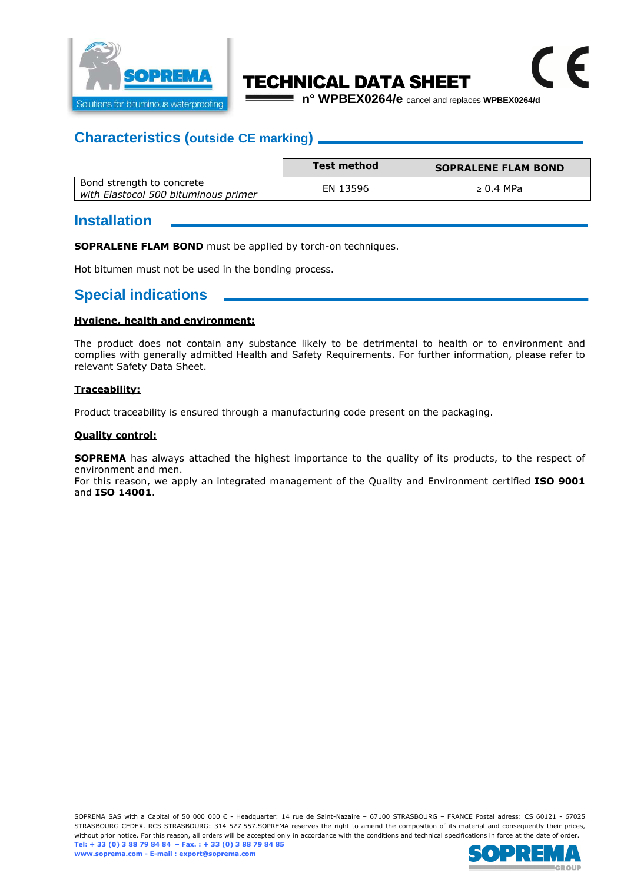TECHNICAL DATA SHEET

n° WPBEX0264/e cancel and replaces WPBEX0264/d

## Characteristics (outside CE marking)

| | Test method | SOPRALENE FLAM BOND |
|---|---|---|
| Bond strength to concrete *with Elastocol 500 bituminous primer* | EN 13596 | ≥ 0.4 MPa |

## Installation

**SOPRALENE FLAM BOND** must be applied by torch-on techniques.

Hot bitumen must not be used in the bonding process.

## Special indications

### Hygiene, health and environment:

The product does not contain any substance likely to be detrimental to health or to environment and complies with generally admitted Health and Safety Requirements. For further information, please refer to relevant Safety Data Sheet.

### Traceability:

Product traceability is ensured through a manufacturing code present on the packaging.

### Quality control:

**SOPREMA** has always attached the highest importance to the quality of its products, to the respect of environment and men.
For this reason, we apply an integrated management of the Quality and Environment certified **ISO 9001** and **ISO 14001**.

SOPREMA SAS with a Capital of 50 000 000 € - Headquarter: 14 rue de Saint-Nazaire – 67100 STRASBOURG – FRANCE Postal adress: CS 60121 - 67025 STRASBOURG CEDEX. RCS STRASBOURG: 314 527 557.SOPREMA reserves the right to amend the composition of its material and consequently their prices, without prior notice. For this reason, all orders will be accepted only in accordance with the conditions and technical specifications in force at the date of order.
**Tel: + 33 (0) 3 88 79 84 84 – Fax. : + 33 (0) 3 88 79 84 85**
**www.soprema.com - E-mail : export@soprema.com**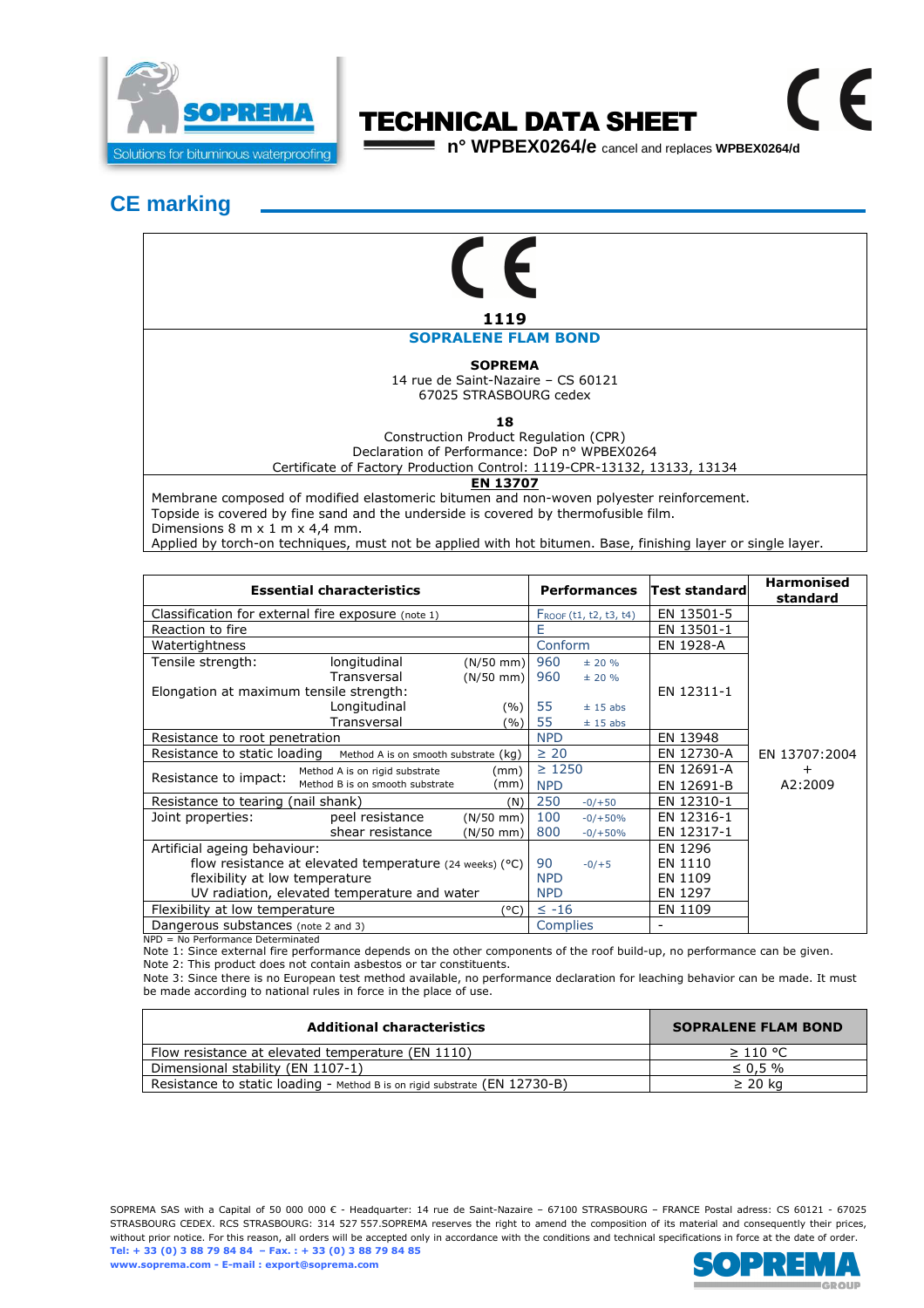# TECHNICAL DATA SHEET

**n° WPBEX0264/e** cancel and replaces **WPBEX0264/d**

## CE marking

CE

**1119**

**SOPRALENE FLAM BOND**

**SOPREMA**
14 rue de Saint-Nazaire – CS 60121
67025 STRASBOURG cedex

**18**
Construction Product Regulation (CPR)
Declaration of Performance: DoP n° WPBEX0264
Certificate of Factory Production Control: 1119-CPR-13132, 13133, 13134

**EN 13707**

Membrane composed of modified elastomeric bitumen and non-woven polyester reinforcement.
Topside is covered by fine sand and the underside is covered by thermofusible film.
Dimensions 8 m x 1 m x 4,4 mm.
Applied by torch-on techniques, must not be applied with hot bitumen. Base, finishing layer or single layer.

| Essential characteristics | | | Performances | | Test standard | Harmonised standard |
|---|---|---|---|---|---|---|
| Classification for external fire exposure (note 1) | | | $F_{ROOF}$ (t1, t2, t3, t4) | | EN 13501-5 | EN 13707:2004 + A2:2009 |
| Reaction to fire | | | E | | EN 13501-1 | |
| Watertightness | | | Conform | | EN 1928-A | |
| Tensile strength: | longitudinal | (N/50 mm) | 960 | ± 20 % | EN 12311-1 | |
| | Transversal | (N/50 mm) | 960 | ± 20 % | | |
| Elongation at maximum tensile strength: | Longitudinal | (%) | 55 | ± 15 abs | | |
| | Transversal | (%) | 55 | ± 15 abs | | |
| Resistance to root penetration | | | NPD | | EN 13948 | |
| Resistance to static loading | Method A is on smooth substrate | (kg) | ≥ 20 | | EN 12730-A | |
| Resistance to impact: | Method A is on rigid substrate | (mm) | ≥ 1250 | | EN 12691-A | |
| | Method B is on smooth substrate | (mm) | NPD | | EN 12691-B | |
| Resistance to tearing (nail shank) | | (N) | 250 | -0/+50 | EN 12310-1 | |
| Joint properties: | peel resistance | (N/50 mm) | 100 | -0/+50% | EN 12316-1 | |
| | shear resistance | (N/50 mm) | 800 | -0/+50% | EN 12317-1 | |
| Artificial ageing behaviour: | | | | | EN 1296 | |
| flow resistance at elevated temperature (24 weeks) | | (°C) | 90 | -0/+5 | EN 1110 | |
| flexibility at low temperature | | | NPD | | EN 1109 | |
| UV radiation, elevated temperature and water | | | NPD | | EN 1297 | |
| Flexibility at low temperature | | (°C) | ≤ -16 | | EN 1109 | |
| Dangerous substances (note 2 and 3) | | | Complies | | - | |

NPD = No Performance Determinated
Note 1: Since external fire performance depends on the other components of the roof build-up, no performance can be given.
Note 2: This product does not contain asbestos or tar constituents.
Note 3: Since there is no European test method available, no performance declaration for leaching behavior can be made. It must be made according to national rules in force in the place of use.

| Additional characteristics | SOPRALENE FLAM BOND |
|---|---|
| Flow resistance at elevated temperature (EN 1110) | ≥ 110 °C |
| Dimensional stability (EN 1107-1) | ≤ 0,5 % |
| Resistance to static loading - Method B is on rigid substrate (EN 12730-B) | ≥ 20 kg |

SOPREMA SAS with a Capital of 50 000 000 € - Headquarter: 14 rue de Saint-Nazaire – 67100 STRASBOURG – FRANCE Postal adress: CS 60121 - 67025 STRASBOURG CEDEX. RCS STRASBOURG: 314 527 557.SOPREMA reserves the right to amend the composition of its material and consequently their prices, without prior notice. For this reason, all orders will be accepted only in accordance with the conditions and technical specifications in force at the date of order.
**Tel: + 33 (0) 3 88 79 84 84 – Fax. : + 33 (0) 3 88 79 84 85**
**www.soprema.com - E-mail : export@soprema.com**